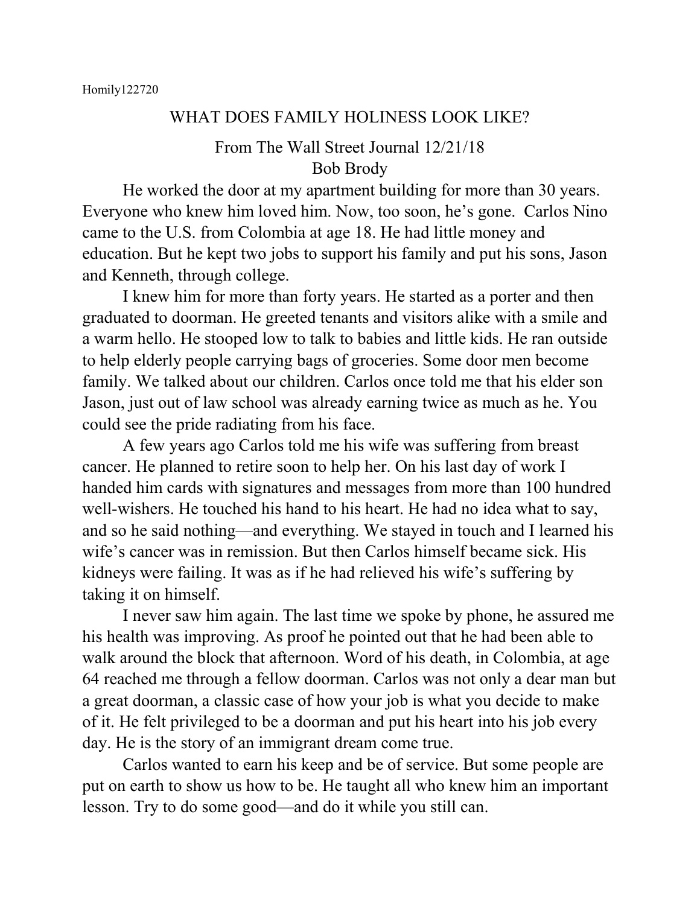Homily122720

# WHAT DOES FAMILY HOLINESS LOOK LIKE?

From The Wall Street Journal 12/21/18
Bob Brody

He worked the door at my apartment building for more than 30 years. Everyone who knew him loved him. Now, too soon, he's gone. Carlos Nino came to the U.S. from Colombia at age 18. He had little money and education. But he kept two jobs to support his family and put his sons, Jason and Kenneth, through college.

I knew him for more than forty years. He started as a porter and then graduated to doorman. He greeted tenants and visitors alike with a smile and a warm hello. He stooped low to talk to babies and little kids. He ran outside to help elderly people carrying bags of groceries. Some door men become family. We talked about our children. Carlos once told me that his elder son Jason, just out of law school was already earning twice as much as he. You could see the pride radiating from his face.

A few years ago Carlos told me his wife was suffering from breast cancer. He planned to retire soon to help her. On his last day of work I handed him cards with signatures and messages from more than 100 hundred well-wishers. He touched his hand to his heart. He had no idea what to say, and so he said nothing—and everything. We stayed in touch and I learned his wife's cancer was in remission. But then Carlos himself became sick. His kidneys were failing. It was as if he had relieved his wife's suffering by taking it on himself.

I never saw him again. The last time we spoke by phone, he assured me his health was improving. As proof he pointed out that he had been able to walk around the block that afternoon. Word of his death, in Colombia, at age 64 reached me through a fellow doorman. Carlos was not only a dear man but a great doorman, a classic case of how your job is what you decide to make of it. He felt privileged to be a doorman and put his heart into his job every day. He is the story of an immigrant dream come true.

Carlos wanted to earn his keep and be of service. But some people are put on earth to show us how to be. He taught all who knew him an important lesson. Try to do some good—and do it while you still can.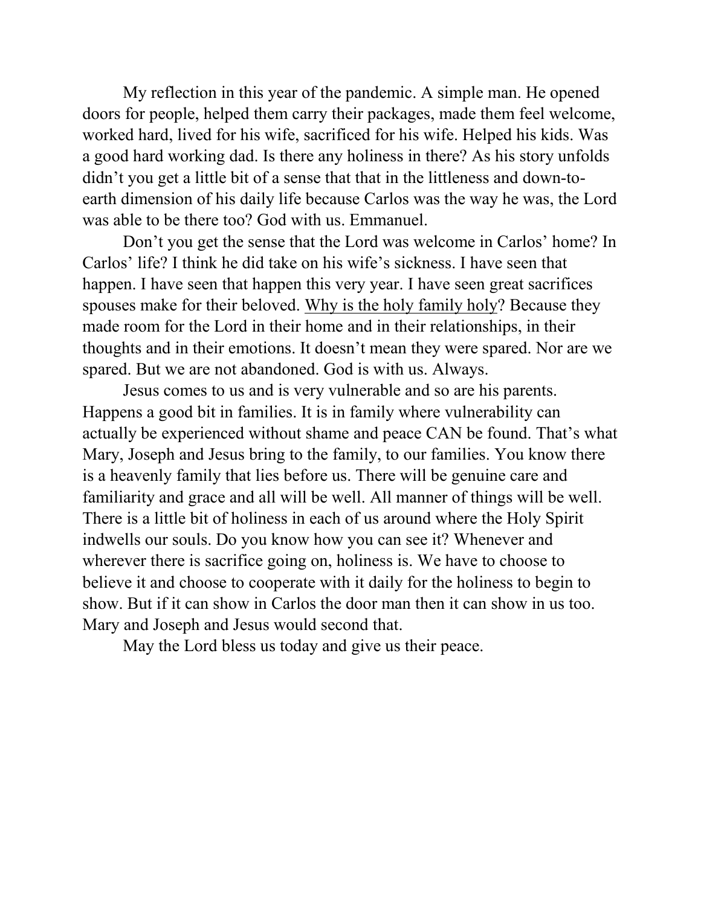My reflection in this year of the pandemic. A simple man. He opened doors for people, helped them carry their packages, made them feel welcome, worked hard, lived for his wife, sacrificed for his wife. Helped his kids. Was a good hard working dad. Is there any holiness in there? As his story unfolds didn't you get a little bit of a sense that that in the littleness and down-to-earth dimension of his daily life because Carlos was the way he was, the Lord was able to be there too? God with us. Emmanuel.

Don't you get the sense that the Lord was welcome in Carlos' home? In Carlos' life? I think he did take on his wife's sickness. I have seen that happen. I have seen that happen this very year. I have seen great sacrifices spouses make for their beloved. <u>Why is the holy family holy</u>? Because they made room for the Lord in their home and in their relationships, in their thoughts and in their emotions. It doesn't mean they were spared. Nor are we spared. But we are not abandoned. God is with us. Always.

Jesus comes to us and is very vulnerable and so are his parents. Happens a good bit in families. It is in family where vulnerability can actually be experienced without shame and peace CAN be found. That's what Mary, Joseph and Jesus bring to the family, to our families. You know there is a heavenly family that lies before us. There will be genuine care and familiarity and grace and all will be well. All manner of things will be well. There is a little bit of holiness in each of us around where the Holy Spirit indwells our souls. Do you know how you can see it? Whenever and wherever there is sacrifice going on, holiness is. We have to choose to believe it and choose to cooperate with it daily for the holiness to begin to show. But if it can show in Carlos the door man then it can show in us too. Mary and Joseph and Jesus would second that.

May the Lord bless us today and give us their peace.